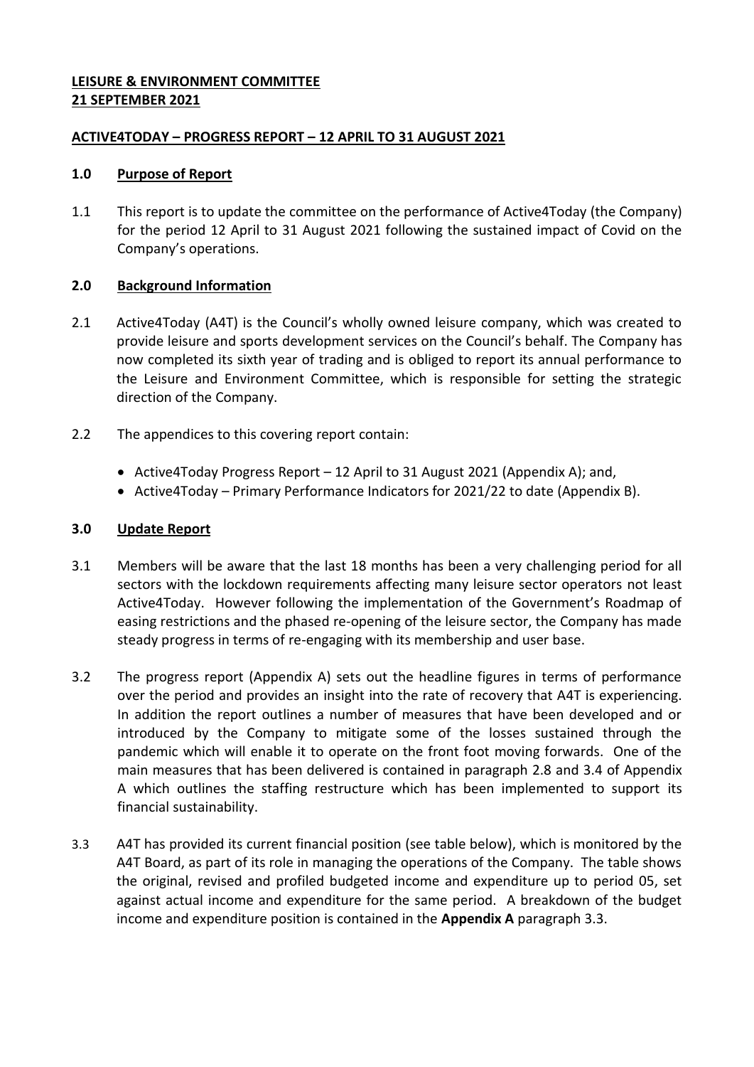**LEISURE & ENVIRONMENT COMMITTEE**
**21 SEPTEMBER 2021**

**ACTIVE4TODAY – PROGRESS REPORT – 12 APRIL TO 31 AUGUST 2021**

## 1.0 Purpose of Report

1.1 This report is to update the committee on the performance of Active4Today (the Company) for the period 12 April to 31 August 2021 following the sustained impact of Covid on the Company's operations.

## 2.0 Background Information

2.1 Active4Today (A4T) is the Council's wholly owned leisure company, which was created to provide leisure and sports development services on the Council's behalf. The Company has now completed its sixth year of trading and is obliged to report its annual performance to the Leisure and Environment Committee, which is responsible for setting the strategic direction of the Company.

2.2 The appendices to this covering report contain:

- Active4Today Progress Report – 12 April to 31 August 2021 (Appendix A); and,
- Active4Today – Primary Performance Indicators for 2021/22 to date (Appendix B).

## 3.0 Update Report

3.1 Members will be aware that the last 18 months has been a very challenging period for all sectors with the lockdown requirements affecting many leisure sector operators not least Active4Today. However following the implementation of the Government's Roadmap of easing restrictions and the phased re-opening of the leisure sector, the Company has made steady progress in terms of re-engaging with its membership and user base.

3.2 The progress report (Appendix A) sets out the headline figures in terms of performance over the period and provides an insight into the rate of recovery that A4T is experiencing. In addition the report outlines a number of measures that have been developed and or introduced by the Company to mitigate some of the losses sustained through the pandemic which will enable it to operate on the front foot moving forwards. One of the main measures that has been delivered is contained in paragraph 2.8 and 3.4 of Appendix A which outlines the staffing restructure which has been implemented to support its financial sustainability.

3.3 A4T has provided its current financial position (see table below), which is monitored by the A4T Board, as part of its role in managing the operations of the Company. The table shows the original, revised and profiled budgeted income and expenditure up to period 05, set against actual income and expenditure for the same period. A breakdown of the budget income and expenditure position is contained in the **Appendix A** paragraph 3.3.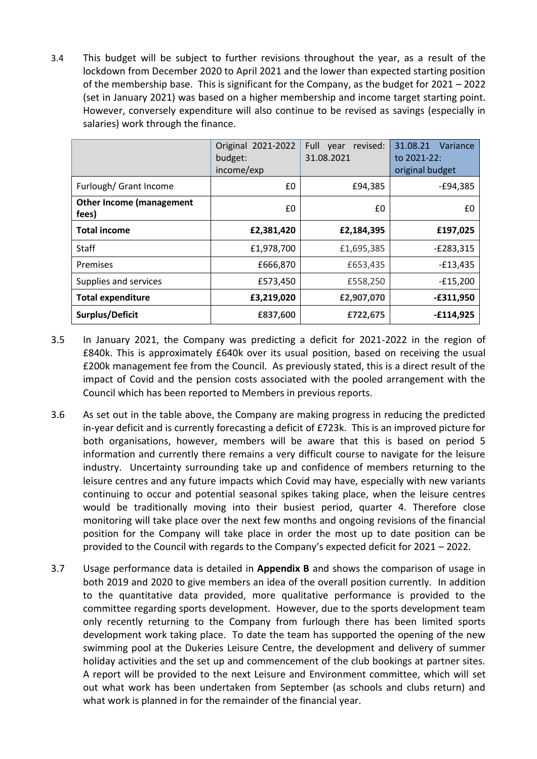3.4 This budget will be subject to further revisions throughout the year, as a result of the lockdown from December 2020 to April 2021 and the lower than expected starting position of the membership base. This is significant for the Company, as the budget for 2021 – 2022 (set in January 2021) was based on a higher membership and income target starting point. However, conversely expenditure will also continue to be revised as savings (especially in salaries) work through the finance.

| | Original 2021-2022 budget: income/exp | Full year revised: 31.08.2021 | 31.08.21 Variance to 2021-22: original budget |
|---|---|---|---|
| Furlough/ Grant Income | £0 | £94,385 | -£94,385 |
| **Other Income (management fees)** | £0 | £0 | £0 |
| **Total income** | **£2,381,420** | **£2,184,395** | **£197,025** |
| Staff | £1,978,700 | £1,695,385 | -£283,315 |
| Premises | £666,870 | £653,435 | -£13,435 |
| Supplies and services | £573,450 | £558,250 | -£15,200 |
| **Total expenditure** | **£3,219,020** | **£2,907,070** | **-£311,950** |
| **Surplus/Deficit** | **£837,600** | **£722,675** | **-£114,925** |

3.5 In January 2021, the Company was predicting a deficit for 2021-2022 in the region of £840k. This is approximately £640k over its usual position, based on receiving the usual £200k management fee from the Council. As previously stated, this is a direct result of the impact of Covid and the pension costs associated with the pooled arrangement with the Council which has been reported to Members in previous reports.

3.6 As set out in the table above, the Company are making progress in reducing the predicted in-year deficit and is currently forecasting a deficit of £723k. This is an improved picture for both organisations, however, members will be aware that this is based on period 5 information and currently there remains a very difficult course to navigate for the leisure industry. Uncertainty surrounding take up and confidence of members returning to the leisure centres and any future impacts which Covid may have, especially with new variants continuing to occur and potential seasonal spikes taking place, when the leisure centres would be traditionally moving into their busiest period, quarter 4. Therefore close monitoring will take place over the next few months and ongoing revisions of the financial position for the Company will take place in order the most up to date position can be provided to the Council with regards to the Company's expected deficit for 2021 – 2022.

3.7 Usage performance data is detailed in **Appendix B** and shows the comparison of usage in both 2019 and 2020 to give members an idea of the overall position currently. In addition to the quantitative data provided, more qualitative performance is provided to the committee regarding sports development. However, due to the sports development team only recently returning to the Company from furlough there has been limited sports development work taking place. To date the team has supported the opening of the new swimming pool at the Dukeries Leisure Centre, the development and delivery of summer holiday activities and the set up and commencement of the club bookings at partner sites. A report will be provided to the next Leisure and Environment committee, which will set out what work has been undertaken from September (as schools and clubs return) and what work is planned in for the remainder of the financial year.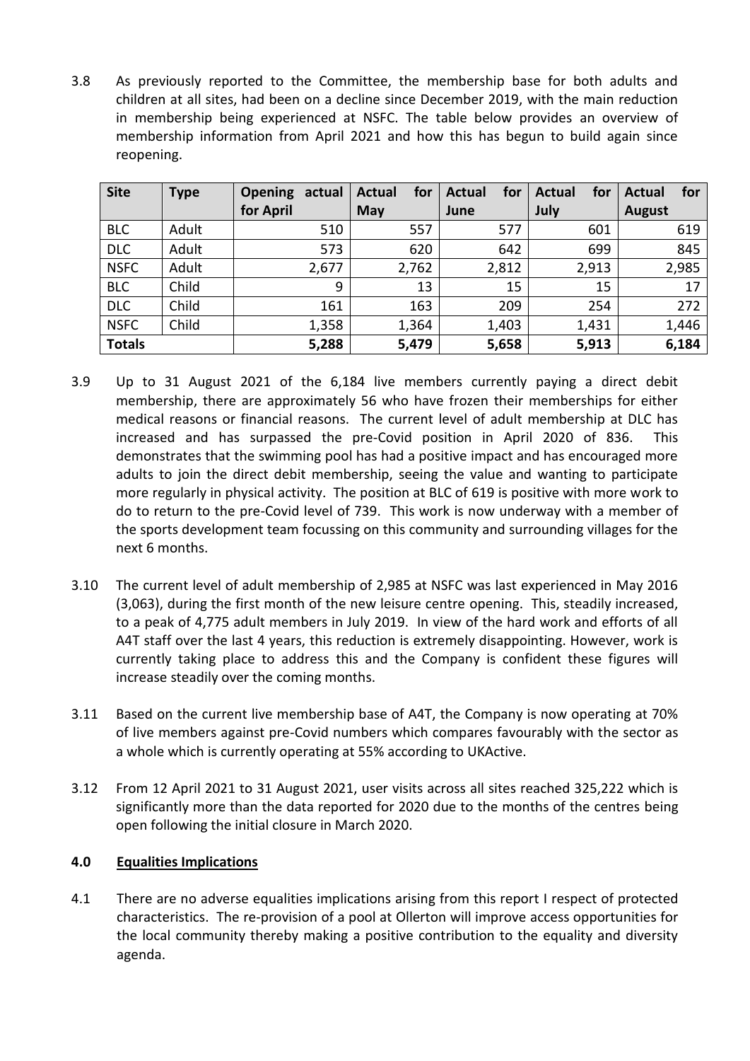3.8 As previously reported to the Committee, the membership base for both adults and children at all sites, had been on a decline since December 2019, with the main reduction in membership being experienced at NSFC. The table below provides an overview of membership information from April 2021 and how this has begun to build again since reopening.

| Site | Type | Opening actual for April | Actual for May | Actual for June | Actual for July | Actual for August |
|---|---|---|---|---|---|---|
| BLC | Adult | 510 | 557 | 577 | 601 | 619 |
| DLC | Adult | 573 | 620 | 642 | 699 | 845 |
| NSFC | Adult | 2,677 | 2,762 | 2,812 | 2,913 | 2,985 |
| BLC | Child | 9 | 13 | 15 | 15 | 17 |
| DLC | Child | 161 | 163 | 209 | 254 | 272 |
| NSFC | Child | 1,358 | 1,364 | 1,403 | 1,431 | 1,446 |
| **Totals** | | **5,288** | **5,479** | **5,658** | **5,913** | **6,184** |

3.9 Up to 31 August 2021 of the 6,184 live members currently paying a direct debit membership, there are approximately 56 who have frozen their memberships for either medical reasons or financial reasons. The current level of adult membership at DLC has increased and has surpassed the pre-Covid position in April 2020 of 836. This demonstrates that the swimming pool has had a positive impact and has encouraged more adults to join the direct debit membership, seeing the value and wanting to participate more regularly in physical activity. The position at BLC of 619 is positive with more work to do to return to the pre-Covid level of 739. This work is now underway with a member of the sports development team focussing on this community and surrounding villages for the next 6 months.

3.10 The current level of adult membership of 2,985 at NSFC was last experienced in May 2016 (3,063), during the first month of the new leisure centre opening. This, steadily increased, to a peak of 4,775 adult members in July 2019. In view of the hard work and efforts of all A4T staff over the last 4 years, this reduction is extremely disappointing. However, work is currently taking place to address this and the Company is confident these figures will increase steadily over the coming months.

3.11 Based on the current live membership base of A4T, the Company is now operating at 70% of live members against pre-Covid numbers which compares favourably with the sector as a whole which is currently operating at 55% according to UKActive.

3.12 From 12 April 2021 to 31 August 2021, user visits across all sites reached 325,222 which is significantly more than the data reported for 2020 due to the months of the centres being open following the initial closure in March 2020.

## 4.0 Equalities Implications

4.1 There are no adverse equalities implications arising from this report I respect of protected characteristics. The re-provision of a pool at Ollerton will improve access opportunities for the local community thereby making a positive contribution to the equality and diversity agenda.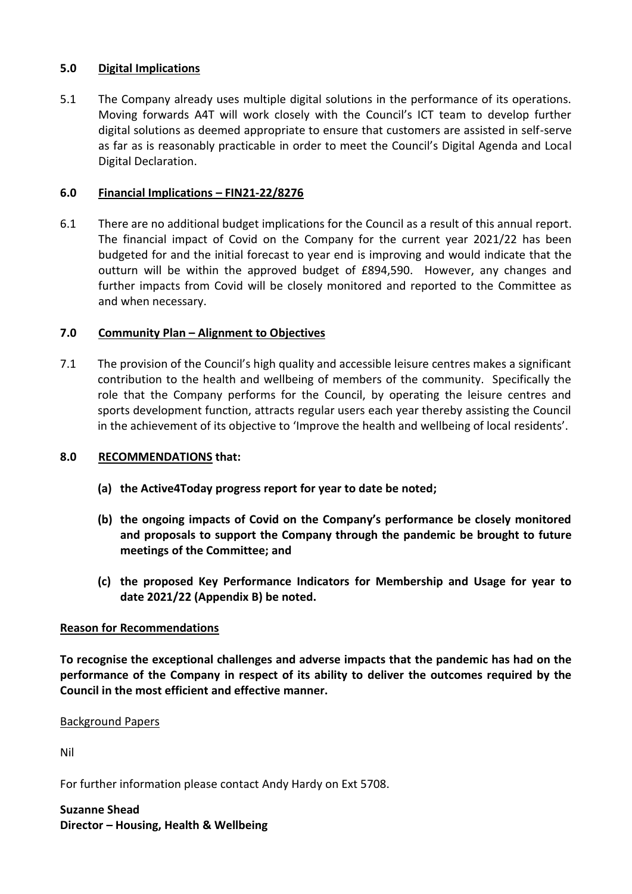## 5.0 Digital Implications

5.1 The Company already uses multiple digital solutions in the performance of its operations. Moving forwards A4T will work closely with the Council's ICT team to develop further digital solutions as deemed appropriate to ensure that customers are assisted in self-serve as far as is reasonably practicable in order to meet the Council's Digital Agenda and Local Digital Declaration.

## 6.0 Financial Implications – FIN21-22/8276

6.1 There are no additional budget implications for the Council as a result of this annual report. The financial impact of Covid on the Company for the current year 2021/22 has been budgeted for and the initial forecast to year end is improving and would indicate that the outturn will be within the approved budget of £894,590. However, any changes and further impacts from Covid will be closely monitored and reported to the Committee as and when necessary.

## 7.0 Community Plan – Alignment to Objectives

7.1 The provision of the Council's high quality and accessible leisure centres makes a significant contribution to the health and wellbeing of members of the community. Specifically the role that the Company performs for the Council, by operating the leisure centres and sports development function, attracts regular users each year thereby assisting the Council in the achievement of its objective to 'Improve the health and wellbeing of local residents'.

## 8.0 RECOMMENDATIONS that:

**(a) the Active4Today progress report for year to date be noted;**

**(b) the ongoing impacts of Covid on the Company's performance be closely monitored and proposals to support the Company through the pandemic be brought to future meetings of the Committee; and**

**(c) the proposed Key Performance Indicators for Membership and Usage for year to date 2021/22 (Appendix B) be noted.**

**Reason for Recommendations**

**To recognise the exceptional challenges and adverse impacts that the pandemic has had on the performance of the Company in respect of its ability to deliver the outcomes required by the Council in the most efficient and effective manner.**

Background Papers

Nil

For further information please contact Andy Hardy on Ext 5708.

**Suzanne Shead**
**Director – Housing, Health & Wellbeing**